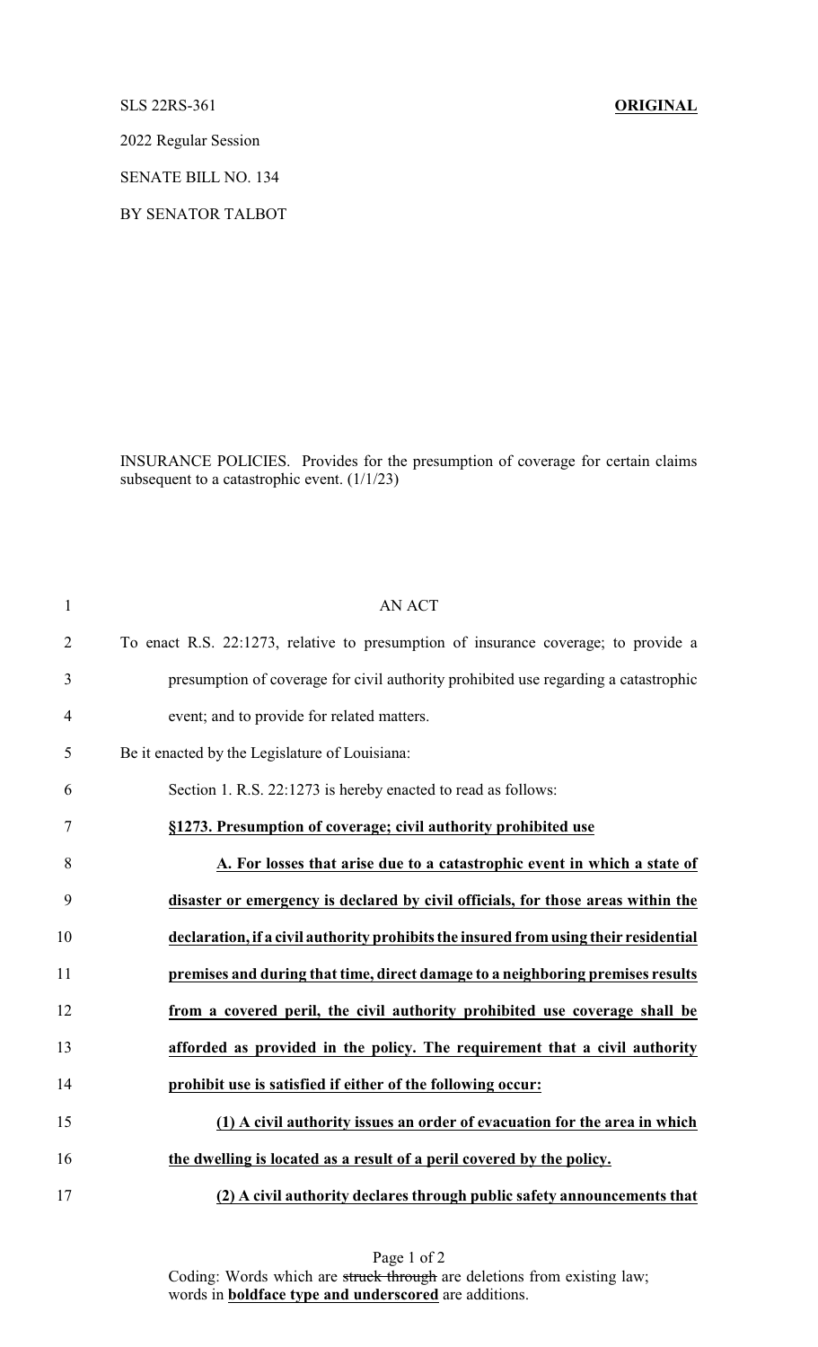SLS 22RS-361 **ORIGINAL**

2022 Regular Session

SENATE BILL NO. 134

BY SENATOR TALBOT

INSURANCE POLICIES. Provides for the presumption of coverage for certain claims subsequent to a catastrophic event. (1/1/23)

AN ACT

To enact R.S. 22:1273, relative to presumption of insurance coverage; to provide a presumption of coverage for civil authority prohibited use regarding a catastrophic event; and to provide for related matters.

Be it enacted by the Legislature of Louisiana:

Section 1. R.S. 22:1273 is hereby enacted to read as follows:

**§1273. Presumption of coverage; civil authority prohibited use**

**A. For losses that arise due to a catastrophic event in which a state of disaster or emergency is declared by civil officials, for those areas within the declaration, if a civil authority prohibits the insured from using their residential premises and during that time, direct damage to a neighboring premises results from a covered peril, the civil authority prohibited use coverage shall be afforded as provided in the policy. The requirement that a civil authority prohibit use is satisfied if either of the following occur:**

**(1) A civil authority issues an order of evacuation for the area in which the dwelling is located as a result of a peril covered by the policy.**

**(2) A civil authority declares through public safety announcements that**

Coding: Words which are ~~struck through~~ are deletions from existing law; words in **boldface type and underscored** are additions.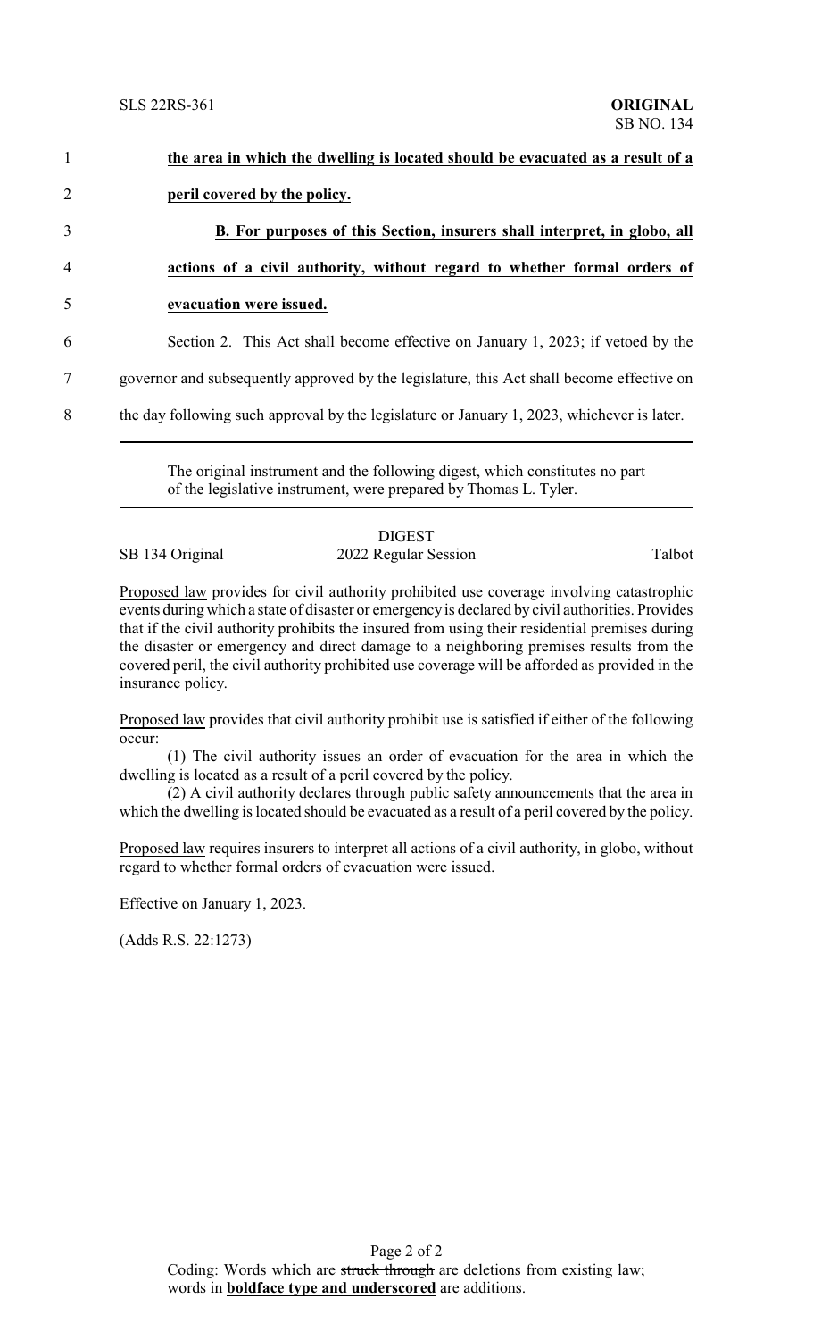**the area in which the dwelling is located should be evacuated as a result of a peril covered by the policy.**

**B. For purposes of this Section, insurers shall interpret, in globo, all actions of a civil authority, without regard to whether formal orders of evacuation were issued.**

Section 2. This Act shall become effective on January 1, 2023; if vetoed by the governor and subsequently approved by the legislature, this Act shall become effective on the day following such approval by the legislature or January 1, 2023, whichever is later.

---

The original instrument and the following digest, which constitutes no part of the legislative instrument, were prepared by Thomas L. Tyler.

---

DIGEST

SB 134 Original — 2022 Regular Session — Talbot

Proposed law provides for civil authority prohibited use coverage involving catastrophic events during which a state of disaster or emergency is declared by civil authorities. Provides that if the civil authority prohibits the insured from using their residential premises during the disaster or emergency and direct damage to a neighboring premises results from the covered peril, the civil authority prohibited use coverage will be afforded as provided in the insurance policy.

Proposed law provides that civil authority prohibit use is satisfied if either of the following occur:

(1) The civil authority issues an order of evacuation for the area in which the dwelling is located as a result of a peril covered by the policy.

(2) A civil authority declares through public safety announcements that the area in which the dwelling is located should be evacuated as a result of a peril covered by the policy.

Proposed law requires insurers to interpret all actions of a civil authority, in globo, without regard to whether formal orders of evacuation were issued.

Effective on January 1, 2023.

(Adds R.S. 22:1273)

Coding: Words which are ~~struck through~~ are deletions from existing law; words in **boldface type and underscored** are additions.